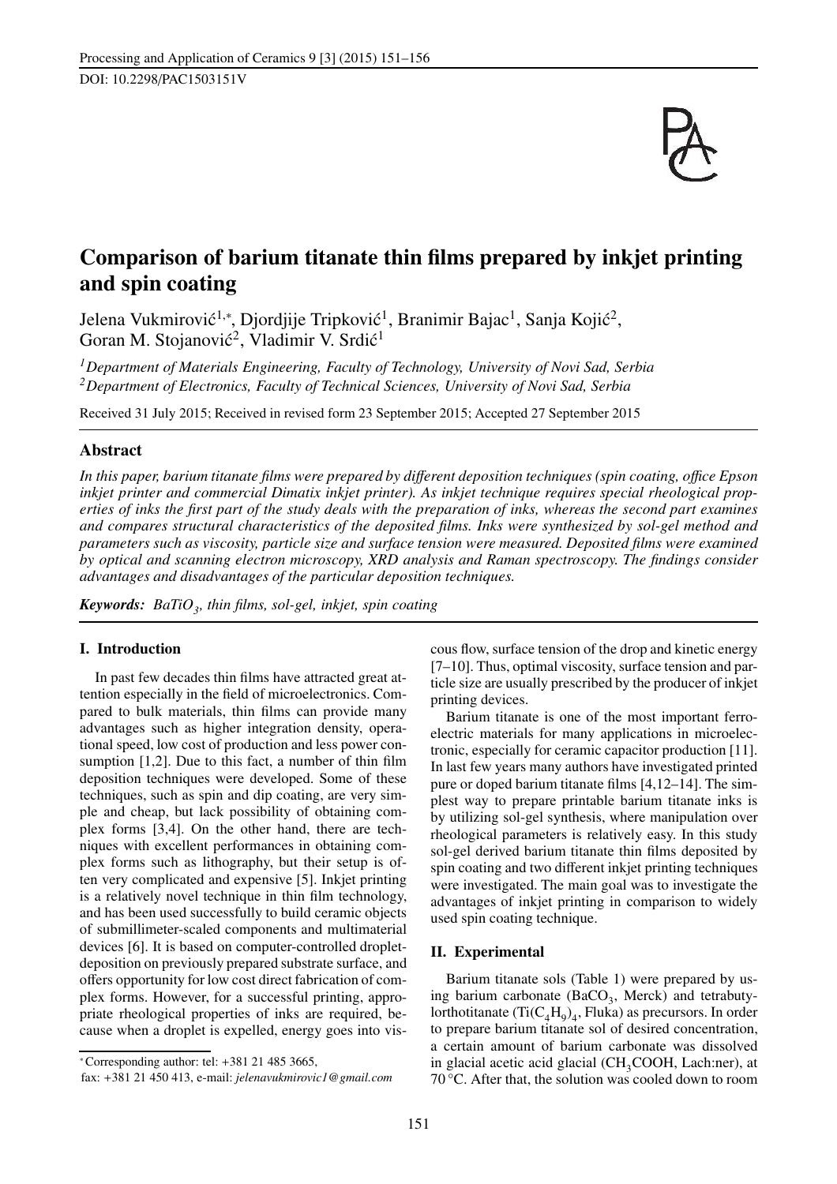DOI: 10.2298/PAC1503151V

# Comparison of barium titanate thin films prepared by inkjet printing and spin coating

Jelena Vukmirović[1,*], Djordjije Tripković[1], Branimir Bajac[1], Sanja Kojić[2], Goran M. Stojanović[2], Vladimir V. Srdić[1]

[1] *Department of Materials Engineering, Faculty of Technology, University of Novi Sad, Serbia*
[2] *Department of Electronics, Faculty of Technical Sciences, University of Novi Sad, Serbia*

Received 31 July 2015; Received in revised form 23 September 2015; Accepted 27 September 2015

## Abstract

*In this paper, barium titanate films were prepared by different deposition techniques (spin coating, office Epson inkjet printer and commercial Dimatix inkjet printer). As inkjet technique requires special rheological properties of inks the first part of the study deals with the preparation of inks, whereas the second part examines and compares structural characteristics of the deposited films. Inks were synthesized by sol-gel method and parameters such as viscosity, particle size and surface tension were measured. Deposited films were examined by optical and scanning electron microscopy, XRD analysis and Raman spectroscopy. The findings consider advantages and disadvantages of the particular deposition techniques.*

***Keywords:*** *$BaTiO_3$, thin films, sol-gel, inkjet, spin coating*

## I. Introduction

In past few decades thin films have attracted great attention especially in the field of microelectronics. Compared to bulk materials, thin films can provide many advantages such as higher integration density, operational speed, low cost of production and less power consumption [1,2]. Due to this fact, a number of thin film deposition techniques were developed. Some of these techniques, such as spin and dip coating, are very simple and cheap, but lack possibility of obtaining complex forms [3,4]. On the other hand, there are techniques with excellent performances in obtaining complex forms such as lithography, but their setup is often very complicated and expensive [5]. Inkjet printing is a relatively novel technique in thin film technology, and has been used successfully to build ceramic objects of submillimeter-scaled components and multimaterial devices [6]. It is based on computer-controlled droplet-deposition on previously prepared substrate surface, and offers opportunity for low cost direct fabrication of complex forms. However, for a successful printing, appropriate rheological properties of inks are required, because when a droplet is expelled, energy goes into viscous flow, surface tension of the drop and kinetic energy [7–10]. Thus, optimal viscosity, surface tension and particle size are usually prescribed by the producer of inkjet printing devices.

Barium titanate is one of the most important ferroelectric materials for many applications in microelectronic, especially for ceramic capacitor production [11]. In last few years many authors have investigated printed pure or doped barium titanate films [4,12–14]. The simplest way to prepare printable barium titanate inks is by utilizing sol-gel synthesis, where manipulation over rheological parameters is relatively easy. In this study sol-gel derived barium titanate thin films deposited by spin coating and two different inkjet printing techniques were investigated. The main goal was to investigate the advantages of inkjet printing in comparison to widely used spin coating technique.

## II. Experimental

Barium titanate sols (Table 1) were prepared by using barium carbonate ($BaCO_3$, Merck) and tetrabutylorthotitanate ($Ti(C_4H_9)_4$, Fluka) as precursors. In order to prepare barium titanate sol of desired concentration, a certain amount of barium carbonate was dissolved in glacial acetic acid glacial ($CH_3COOH$, Lach:ner), at 70 °C. After that, the solution was cooled down to room

*Corresponding author: tel: +381 21 485 3665, fax: +381 21 450 413, e-mail: *jelenavukmirovic1@gmail.com*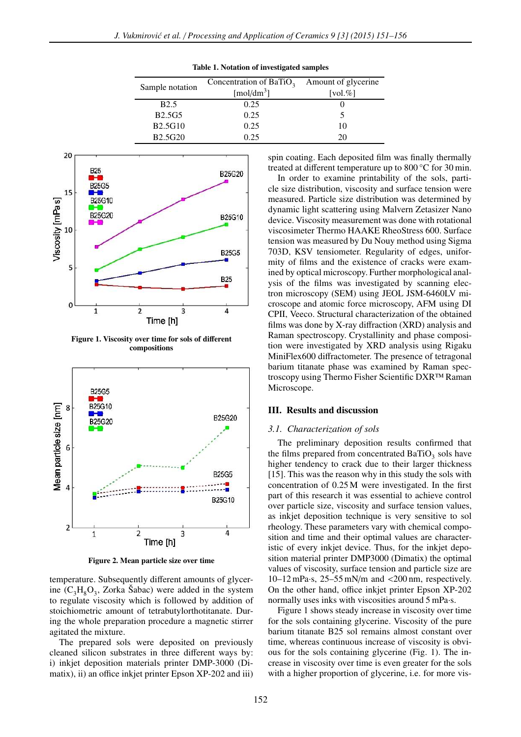Table 1. Notation of investigated samples

| Sample notation | Concentration of $BaTiO_3$ [$mol/dm^3$] | Amount of glycerine [vol.%] |
|---|---|---|
| B2.5 | 0.25 | 0 |
| B2.5G5 | 0.25 | 5 |
| B2.5G10 | 0.25 | 10 |
| B2.5G20 | 0.25 | 20 |

Figure 1. Viscosity over time for sols of different compositions

Figure 2. Mean particle size over time

temperature. Subsequently different amounts of glycerine ($C_3H_8O_3$, Zorka Šabac) were added in the system to regulate viscosity which is followed by addition of stoichiometric amount of tetrabutylorthotitanate. During the whole preparation procedure a magnetic stirrer agitated the mixture.

The prepared sols were deposited on previously cleaned silicon substrates in three different ways by: i) inkjet deposition materials printer DMP-3000 (Dimatix), ii) an office inkjet printer Epson XP-202 and iii) spin coating. Each deposited film was finally thermally treated at different temperature up to 800 °C for 30 min.

In order to examine printability of the sols, particle size distribution, viscosity and surface tension were measured. Particle size distribution was determined by dynamic light scattering using Malvern Zetasizer Nano device. Viscosity measurement was done with rotational viscosimeter Thermo HAAKE RheoStress 600. Surface tension was measured by Du Nouy method using Sigma 703D, KSV tensiometer. Regularity of edges, uniformity of films and the existence of cracks were examined by optical microscopy. Further morphological analysis of the films was investigated by scanning electron microscopy (SEM) using JEOL JSM-6460LV microscope and atomic force microscopy, AFM using DI CPII, Veeco. Structural characterization of the obtained films was done by X-ray diffraction (XRD) analysis and Raman spectroscopy. Crystallinity and phase composition were investigated by XRD analysis using Rigaku MiniFlex600 diffractometer. The presence of tetragonal barium titanate phase was examined by Raman spectroscopy using Thermo Fisher Scientific DXR™ Raman Microscope.

## III. Results and discussion

### 3.1. Characterization of sols

The preliminary deposition results confirmed that the films prepared from concentrated $BaTiO_3$ sols have higher tendency to crack due to their larger thickness [15]. This was the reason why in this study the sols with concentration of 0.25 M were investigated. In the first part of this research it was essential to achieve control over particle size, viscosity and surface tension values, as inkjet deposition technique is very sensitive to sol rheology. These parameters vary with chemical composition and time and their optimal values are characteristic of every inkjet device. Thus, for the inkjet deposition material printer DMP3000 (Dimatix) the optimal values of viscosity, surface tension and particle size are 10–12 mPa·s, 25–55 mN/m and <200 nm, respectively. On the other hand, office inkjet printer Epson XP-202 normally uses inks with viscosities around 5 mPa·s.

Figure 1 shows steady increase in viscosity over time for the sols containing glycerine. Viscosity of the pure barium titanate B25 sol remains almost constant over time, whereas continuous increase of viscosity is obvious for the sols containing glycerine (Fig. 1). The increase in viscosity over time is even greater for the sols with a higher proportion of glycerine, i.e. for more vis-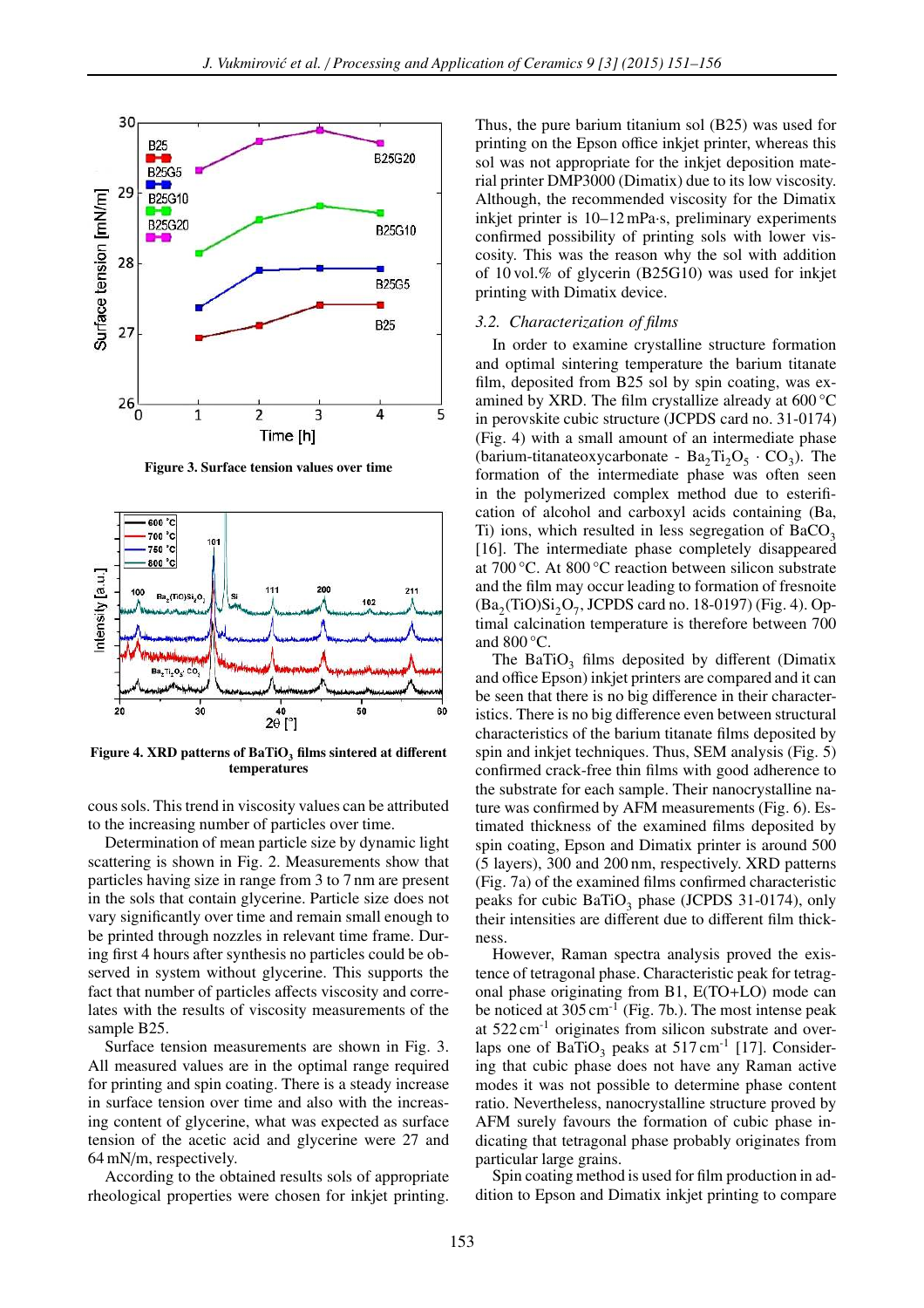Figure 3. Surface tension values over time

Figure 4. XRD patterns of $BaTiO_3$ films sintered at different temperatures

cous sols. This trend in viscosity values can be attributed to the increasing number of particles over time.

Determination of mean particle size by dynamic light scattering is shown in Fig. 2. Measurements show that particles having size in range from 3 to 7 nm are present in the sols that contain glycerine. Particle size does not vary significantly over time and remain small enough to be printed through nozzles in relevant time frame. During first 4 hours after synthesis no particles could be observed in system without glycerine. This supports the fact that number of particles affects viscosity and correlates with the results of viscosity measurements of the sample B25.

Surface tension measurements are shown in Fig. 3. All measured values are in the optimal range required for printing and spin coating. There is a steady increase in surface tension over time and also with the increasing content of glycerine, what was expected as surface tension of the acetic acid and glycerine were 27 and 64 mN/m, respectively.

According to the obtained results sols of appropriate rheological properties were chosen for inkjet printing. Thus, the pure barium titanium sol (B25) was used for printing on the Epson office inkjet printer, whereas this sol was not appropriate for the inkjet deposition material printer DMP3000 (Dimatix) due to its low viscosity. Although, the recommended viscosity for the Dimatix inkjet printer is 10–12 mPa·s, preliminary experiments confirmed possibility of printing sols with lower viscosity. This was the reason why the sol with addition of 10 vol.% of glycerin (B25G10) was used for inkjet printing with Dimatix device.

### 3.2. *Characterization of films*

In order to examine crystalline structure formation and optimal sintering temperature the barium titanate film, deposited from B25 sol by spin coating, was examined by XRD. The film crystallize already at 600 °C in perovskite cubic structure (JCPDS card no. 31-0174) (Fig. 4) with a small amount of an intermediate phase (barium-titanateoxycarbonate - $Ba_2Ti_2O_5 \cdot CO_3$). The formation of the intermediate phase was often seen in the polymerized complex method due to esterification of alcohol and carboxyl acids containing (Ba, Ti) ions, which resulted in less segregation of $BaCO_3$ [16]. The intermediate phase completely disappeared at 700 °C. At 800 °C reaction between silicon substrate and the film may occur leading to formation of fresnoite ($Ba_2(TiO)Si_2O_7$, JCPDS card no. 18-0197) (Fig. 4). Optimal calcination temperature is therefore between 700 and 800 °C.

The $BaTiO_3$ films deposited by different (Dimatix and office Epson) inkjet printers are compared and it can be seen that there is no big difference in their characteristics. There is no big difference even between structural characteristics of the barium titanate films deposited by spin and inkjet techniques. Thus, SEM analysis (Fig. 5) confirmed crack-free thin films with good adherence to the substrate for each sample. Their nanocrystalline nature was confirmed by AFM measurements (Fig. 6). Estimated thickness of the examined films deposited by spin coating, Epson and Dimatix printer is around 500 (5 layers), 300 and 200 nm, respectively. XRD patterns (Fig. 7a) of the examined films confirmed characteristic peaks for cubic $BaTiO_3$ phase (JCPDS 31-0174), only their intensities are different due to different film thickness.

However, Raman spectra analysis proved the existence of tetragonal phase. Characteristic peak for tetragonal phase originating from B1, E(TO+LO) mode can be noticed at 305 $cm^{-1}$ (Fig. 7b.). The most intense peak at 522 $cm^{-1}$ originates from silicon substrate and overlaps one of $BaTiO_3$ peaks at 517 $cm^{-1}$ [17]. Considering that cubic phase does not have any Raman active modes it was not possible to determine phase content ratio. Nevertheless, nanocrystalline structure proved by AFM surely favours the formation of cubic phase indicating that tetragonal phase probably originates from particular large grains.

Spin coating method is used for film production in addition to Epson and Dimatix inkjet printing to compare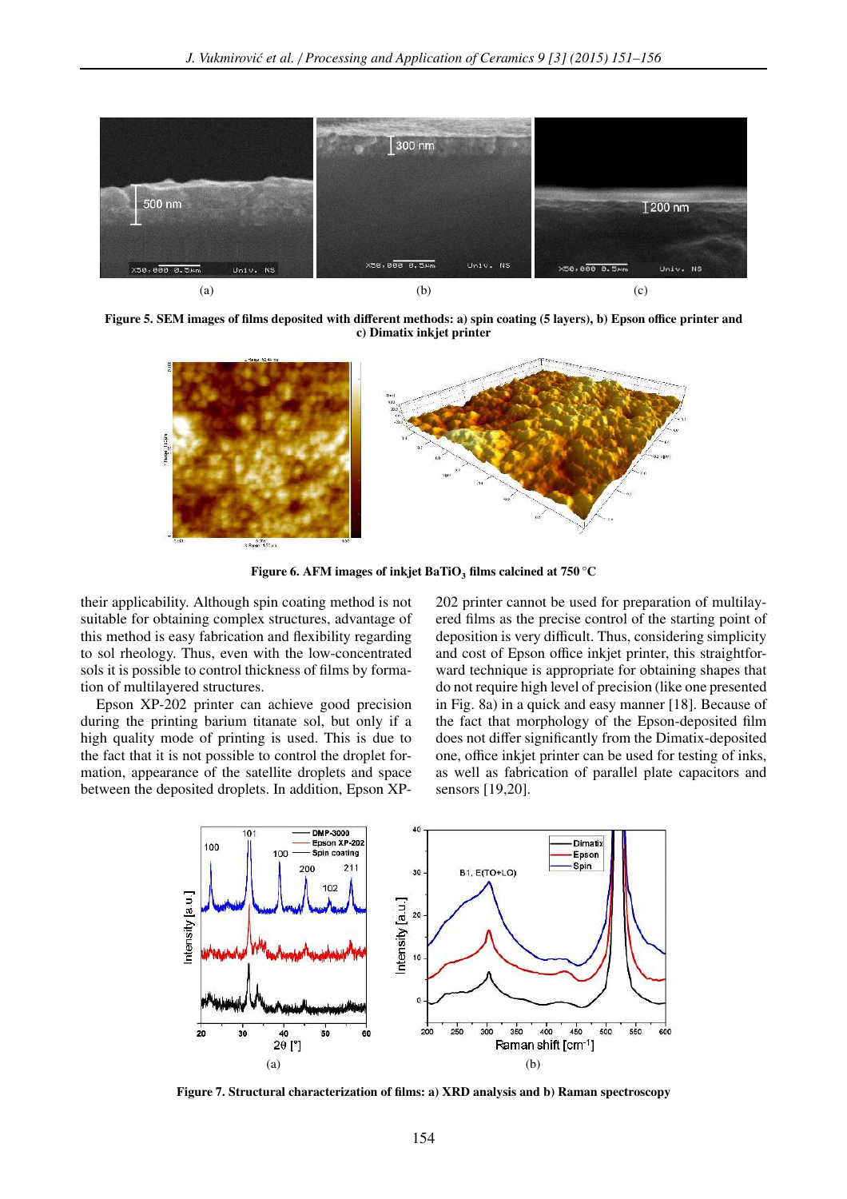**Figure 5. SEM images of films deposited with different methods: a) spin coating (5 layers), b) Epson office printer and c) Dimatix inkjet printer**

**Figure 6. AFM images of inkjet $BaTiO_3$ films calcined at 750 °C**

their applicability. Although spin coating method is not suitable for obtaining complex structures, advantage of this method is easy fabrication and flexibility regarding to sol rheology. Thus, even with the low-concentrated sols it is possible to control thickness of films by formation of multilayered structures.

Epson XP-202 printer can achieve good precision during the printing barium titanate sol, but only if a high quality mode of printing is used. This is due to the fact that it is not possible to control the droplet formation, appearance of the satellite droplets and space between the deposited droplets. In addition, Epson XP-202 printer cannot be used for preparation of multilayered films as the precise control of the starting point of deposition is very difficult. Thus, considering simplicity and cost of Epson office inkjet printer, this straightforward technique is appropriate for obtaining shapes that do not require high level of precision (like one presented in Fig. 8a) in a quick and easy manner [18]. Because of the fact that morphology of the Epson-deposited film does not differ significantly from the Dimatix-deposited one, office inkjet printer can be used for testing of inks, as well as fabrication of parallel plate capacitors and sensors [19,20].

**Figure 7. Structural characterization of films: a) XRD analysis and b) Raman spectroscopy**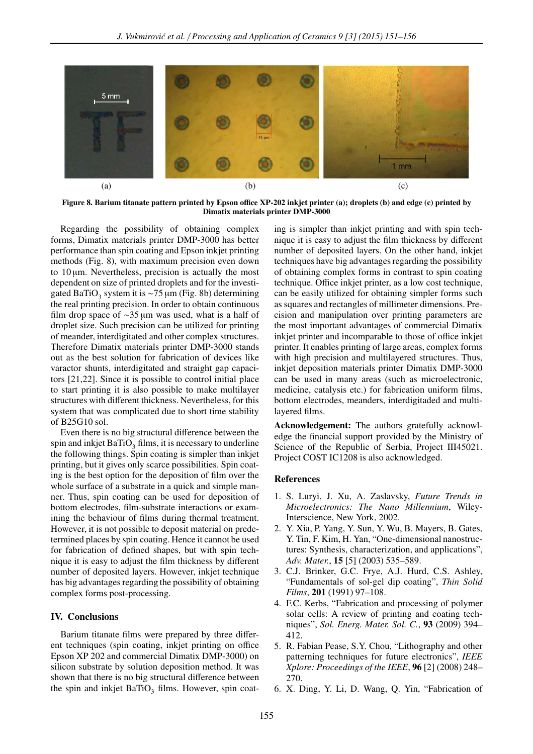Figure 8. Barium titanate pattern printed by Epson office XP-202 inkjet printer (a); droplets (b) and edge (c) printed by Dimatix materials printer DMP-3000

Regarding the possibility of obtaining complex forms, Dimatix materials printer DMP-3000 has better performance than spin coating and Epson inkjet printing methods (Fig. 8), with maximum precision even down to 10 µm. Nevertheless, precision is actually the most dependent on size of printed droplets and for the investigated $BaTiO_3$ system it is ~75 µm (Fig. 8b) determining the real printing precision. In order to obtain continuous film drop space of ~35 µm was used, what is a half of droplet size. Such precision can be utilized for printing of meander, interdigitated and other complex structures. Therefore Dimatix materials printer DMP-3000 stands out as the best solution for fabrication of devices like varactor shunts, interdigitated and straight gap capacitors [21,22]. Since it is possible to control initial place to start printing it is also possible to make multilayer structures with different thickness. Nevertheless, for this system that was complicated due to short time stability of B25G10 sol.

Even there is no big structural difference between the spin and inkjet $BaTiO_3$ films, it is necessary to underline the following things. Spin coating is simpler than inkjet printing, but it gives only scarce possibilities. Spin coating is the best option for the deposition of film over the whole surface of a substrate in a quick and simple manner. Thus, spin coating can be used for deposition of bottom electrodes, film-substrate interactions or examining the behaviour of films during thermal treatment. However, it is not possible to deposit material on predetermined places by spin coating. Hence it cannot be used for fabrication of defined shapes, but with spin technique it is easy to adjust the film thickness by different number of deposited layers. However, inkjet technique has big advantages regarding the possibility of obtaining complex forms post-processing.

## IV. Conclusions

Barium titanate films were prepared by three different techniques (spin coating, inkjet printing on office Epson XP 202 and commercial Dimatix DMP-3000) on silicon substrate by solution deposition method. It was shown that there is no big structural difference between the spin and inkjet $BaTiO_3$ films. However, spin coating is simpler than inkjet printing and with spin technique it is easy to adjust the film thickness by different number of deposited layers. On the other hand, inkjet techniques have big advantages regarding the possibility of obtaining complex forms in contrast to spin coating technique. Office inkjet printer, as a low cost technique, can be easily utilized for obtaining simpler forms such as squares and rectangles of millimeter dimensions. Precision and manipulation over printing parameters are the most important advantages of commercial Dimatix inkjet printer and incomparable to those of office inkjet printer. It enables printing of large areas, complex forms with high precision and multilayered structures. Thus, inkjet deposition materials printer Dimatix DMP-3000 can be used in many areas (such as microelectronic, medicine, catalysis etc.) for fabrication uniform films, bottom electrodes, meanders, interdigitaded and multilayered films.

**Acknowledgement:** The authors gratefully acknowledge the financial support provided by the Ministry of Science of the Republic of Serbia, Project III45021. Project COST IC1208 is also acknowledged.

## References

1. S. Luryi, J. Xu, A. Zaslavsky, *Future Trends in Microelectronics: The Nano Millennium*, Wiley-Interscience, New York, 2002.
2. Y. Xia, P. Yang, Y. Sun, Y. Wu, B. Mayers, B. Gates, Y. Tin, F. Kim, H. Yan, "One-dimensional nanostructures: Synthesis, characterization, and applications", *Adv. Mater.*, **15** [5] (2003) 535–589.
3. C.J. Brinker, G.C. Frye, A.J. Hurd, C.S. Ashley, "Fundamentals of sol-gel dip coating", *Thin Solid Films*, **201** (1991) 97–108.
4. F.C. Kerbs, "Fabrication and processing of polymer solar cells: A review of printing and coating techniques", *Sol. Energ. Mater. Sol. C.*, **93** (2009) 394–412.
5. R. Fabian Pease, S.Y. Chou, "Lithography and other patterning techniques for future electronics", *IEEE Xplore: Proceedings of the IEEE*, **96** [2] (2008) 248–270.
6. X. Ding, Y. Li, D. Wang, Q. Yin, "Fabrication of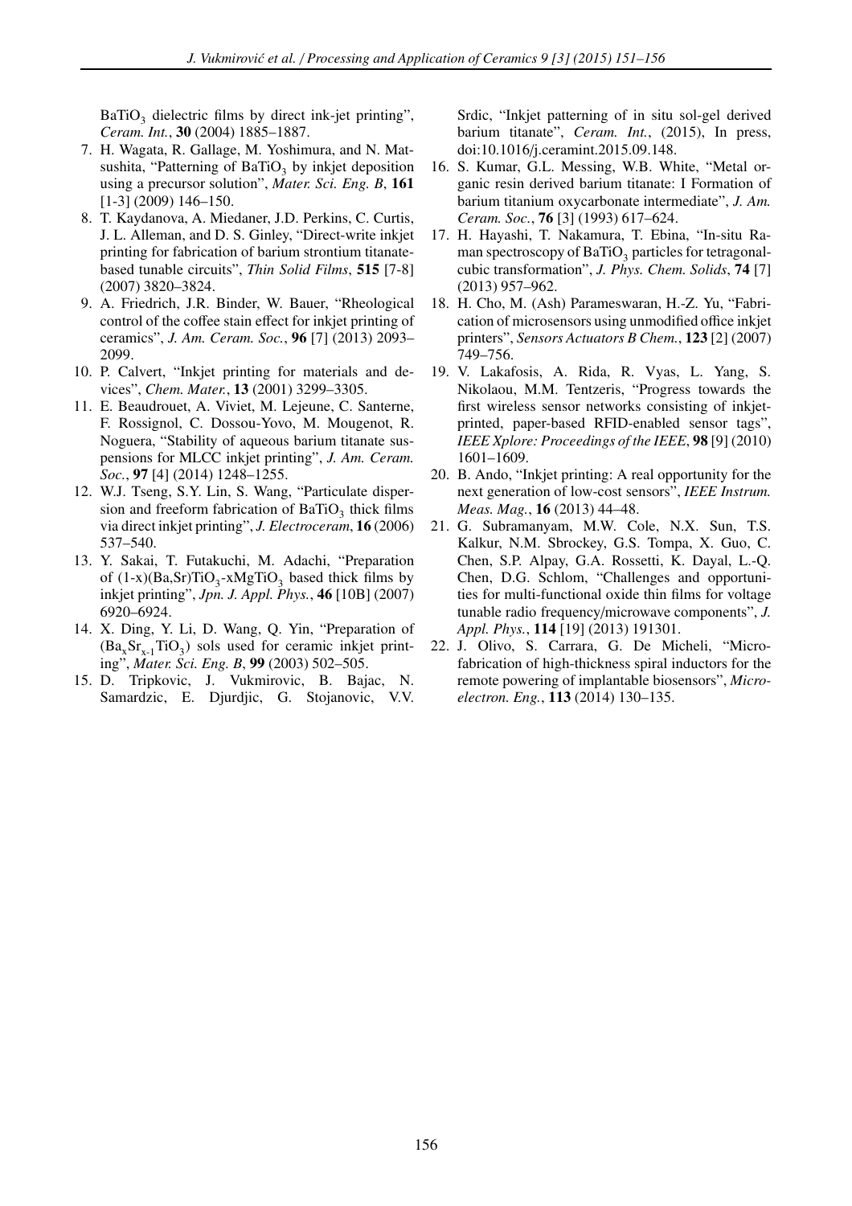$BaTiO_3$ dielectric films by direct ink-jet printing", *Ceram. Int.*, **30** (2004) 1885–1887.

7. H. Wagata, R. Gallage, M. Yoshimura, and N. Matsushita, "Patterning of $BaTiO_3$ by inkjet deposition using a precursor solution", *Mater. Sci. Eng. B*, **161** [1-3] (2009) 146–150.
8. T. Kaydanova, A. Miedaner, J.D. Perkins, C. Curtis, J. L. Alleman, and D. S. Ginley, "Direct-write inkjet printing for fabrication of barium strontium titanate-based tunable circuits", *Thin Solid Films*, **515** [7-8] (2007) 3820–3824.
9. A. Friedrich, J.R. Binder, W. Bauer, "Rheological control of the coffee stain effect for inkjet printing of ceramics", *J. Am. Ceram. Soc.*, **96** [7] (2013) 2093–2099.
10. P. Calvert, "Inkjet printing for materials and devices", *Chem. Mater.*, **13** (2001) 3299–3305.
11. E. Beaudrouet, A. Viviet, M. Lejeune, C. Santerne, F. Rossignol, C. Dossou-Yovo, M. Mougenot, R. Noguera, "Stability of aqueous barium titanate suspensions for MLCC inkjet printing", *J. Am. Ceram. Soc.*, **97** [4] (2014) 1248–1255.
12. W.J. Tseng, S.Y. Lin, S. Wang, "Particulate dispersion and freeform fabrication of $BaTiO_3$ thick films via direct inkjet printing", *J. Electroceram*, **16** (2006) 537–540.
13. Y. Sakai, T. Futakuchi, M. Adachi, "Preparation of (1-x)(Ba,Sr)$TiO_3$-x$MgTiO_3$ based thick films by inkjet printing", *Jpn. J. Appl. Phys.*, **46** [10B] (2007) 6920–6924.
14. X. Ding, Y. Li, D. Wang, Q. Yin, "Preparation of ($Ba_xSr_{x-1}TiO_3$) sols used for ceramic inkjet printing", *Mater. Sci. Eng. B*, **99** (2003) 502–505.
15. D. Tripkovic, J. Vukmirovic, B. Bajac, N. Samardzic, E. Djurdjic, G. Stojanovic, V.V. Srdic, "Inkjet patterning of in situ sol-gel derived barium titanate", *Ceram. Int.*, (2015), In press, doi:10.1016/j.ceramint.2015.09.148.
16. S. Kumar, G.L. Messing, W.B. White, "Metal organic resin derived barium titanate: I Formation of barium titanium oxycarbonate intermediate", *J. Am. Ceram. Soc.*, **76** [3] (1993) 617–624.
17. H. Hayashi, T. Nakamura, T. Ebina, "In-situ Raman spectroscopy of $BaTiO_3$ particles for tetragonal-cubic transformation", *J. Phys. Chem. Solids*, **74** [7] (2013) 957–962.
18. H. Cho, M. (Ash) Parameswaran, H.-Z. Yu, "Fabrication of microsensors using unmodified office inkjet printers", *Sensors Actuators B Chem.*, **123** [2] (2007) 749–756.
19. V. Lakafosis, A. Rida, R. Vyas, L. Yang, S. Nikolaou, M.M. Tentzeris, "Progress towards the first wireless sensor networks consisting of inkjet-printed, paper-based RFID-enabled sensor tags", *IEEE Xplore: Proceedings of the IEEE*, **98** [9] (2010) 1601–1609.
20. B. Ando, "Inkjet printing: A real opportunity for the next generation of low-cost sensors", *IEEE Instrum. Meas. Mag.*, **16** (2013) 44–48.
21. G. Subramanyam, M.W. Cole, N.X. Sun, T.S. Kalkur, N.M. Sbrockey, G.S. Tompa, X. Guo, C. Chen, S.P. Alpay, G.A. Rossetti, K. Dayal, L.-Q. Chen, D.G. Schlom, "Challenges and opportunities for multi-functional oxide thin films for voltage tunable radio frequency/microwave components", *J. Appl. Phys.*, **114** [19] (2013) 191301.
22. J. Olivo, S. Carrara, G. De Micheli, "Microfabrication of high-thickness spiral inductors for the remote powering of implantable biosensors", *Microelectron. Eng.*, **113** (2014) 130–135.